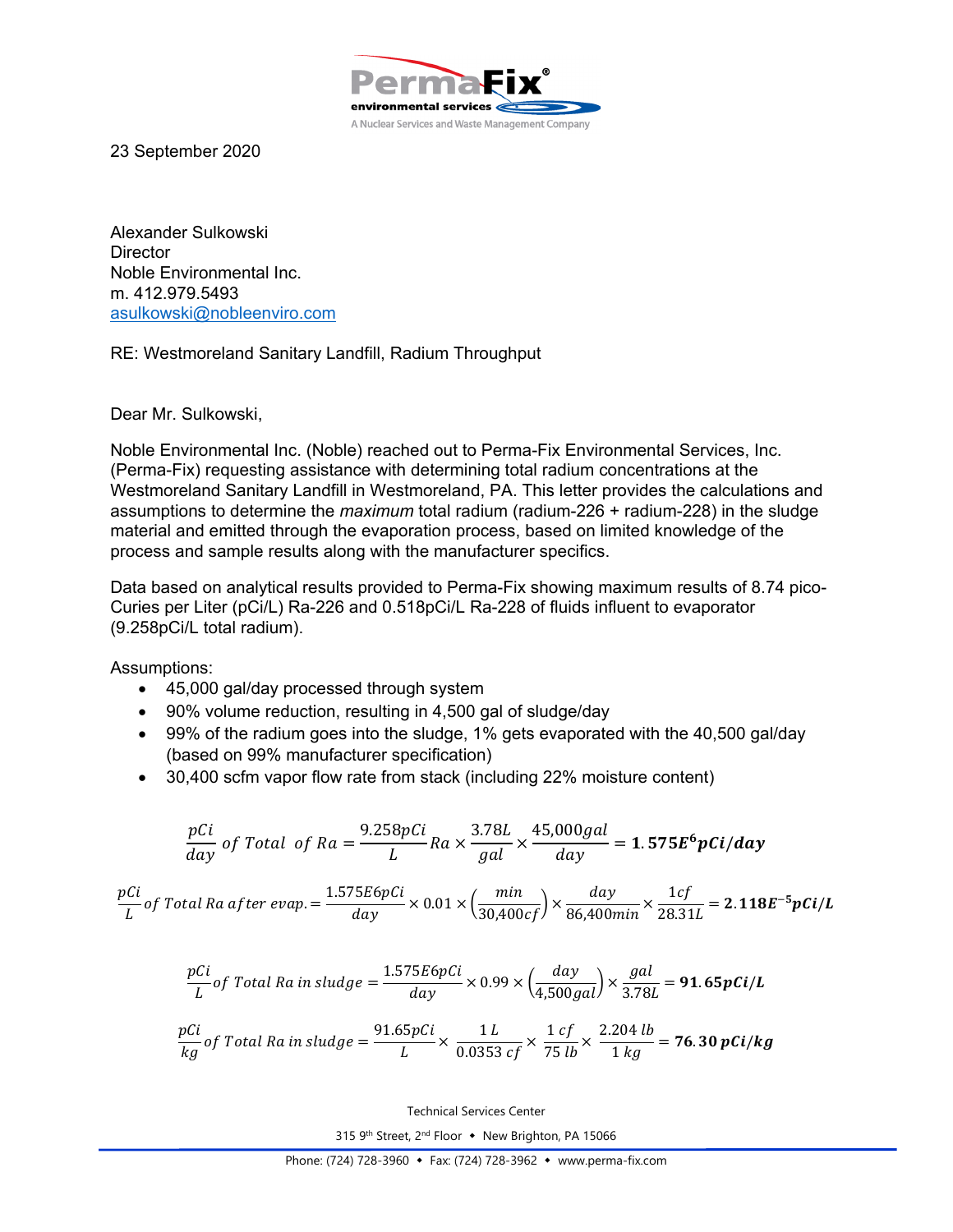23 September 2020

Alexander Sulkowski
Director
Noble Environmental Inc.
m. 412.979.5493
asulkowski@nobleenviro.com

RE: Westmoreland Sanitary Landfill, Radium Throughput

Dear Mr. Sulkowski,

Noble Environmental Inc. (Noble) reached out to Perma-Fix Environmental Services, Inc. (Perma-Fix) requesting assistance with determining total radium concentrations at the Westmoreland Sanitary Landfill in Westmoreland, PA. This letter provides the calculations and assumptions to determine the *maximum* total radium (radium-226 + radium-228) in the sludge material and emitted through the evaporation process, based on limited knowledge of the process and sample results along with the manufacturer specifics.

Data based on analytical results provided to Perma-Fix showing maximum results of 8.74 pico-Curies per Liter (pCi/L) Ra-226 and 0.518pCi/L Ra-228 of fluids influent to evaporator (9.258pCi/L total radium).

Assumptions:

- 45,000 gal/day processed through system
- 90% volume reduction, resulting in 4,500 gal of sludge/day
- 99% of the radium goes into the sludge, 1% gets evaporated with the 40,500 gal/day (based on 99% manufacturer specification)
- 30,400 scfm vapor flow rate from stack (including 22% moisture content)

$$\frac{pCi}{day}\ of\ Total\ \ of\ Ra = \frac{9.258pCi}{L}Ra \times \frac{3.78L}{gal} \times \frac{45{,}000gal}{day} = \mathbf{1.575E^{6}pCi/day}$$

$$\frac{pCi}{L}of\ Total\ Ra\ after\ evap. = \frac{1.575E6pCi}{day} \times 0.01 \times \left(\frac{min}{30{,}400cf}\right) \times \frac{day}{86{,}400min} \times \frac{1cf}{28.31L} = \mathbf{2.118E^{-5}pCi/L}$$

$$\frac{pCi}{L}of\ Total\ Ra\ in\ sludge = \frac{1.575E6pCi}{day} \times 0.99 \times \left(\frac{day}{4{,}500gal}\right) \times \frac{gal}{3.78L} = \mathbf{91.65pCi/L}$$

$$\frac{pCi}{kg}of\ Total\ Ra\ in\ sludge = \frac{91.65pCi}{L} \times \frac{1\ L}{0.0353\ cf} \times \frac{1\ cf}{75\ lb} \times \frac{2.204\ lb}{1\ kg} = \mathbf{76.30\ pCi/kg}$$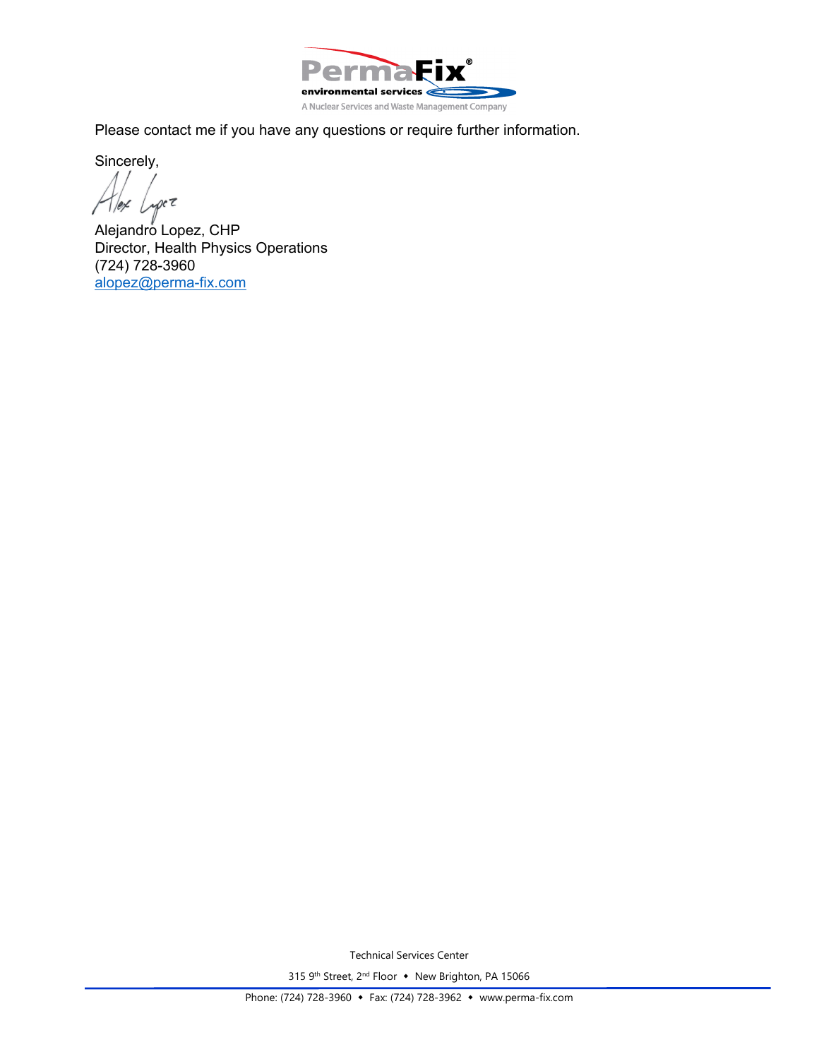Please contact me if you have any questions or require further information.

Sincerely,

Alejandro Lopez, CHP
Director, Health Physics Operations
(724) 728-3960
alopez@perma-fix.com